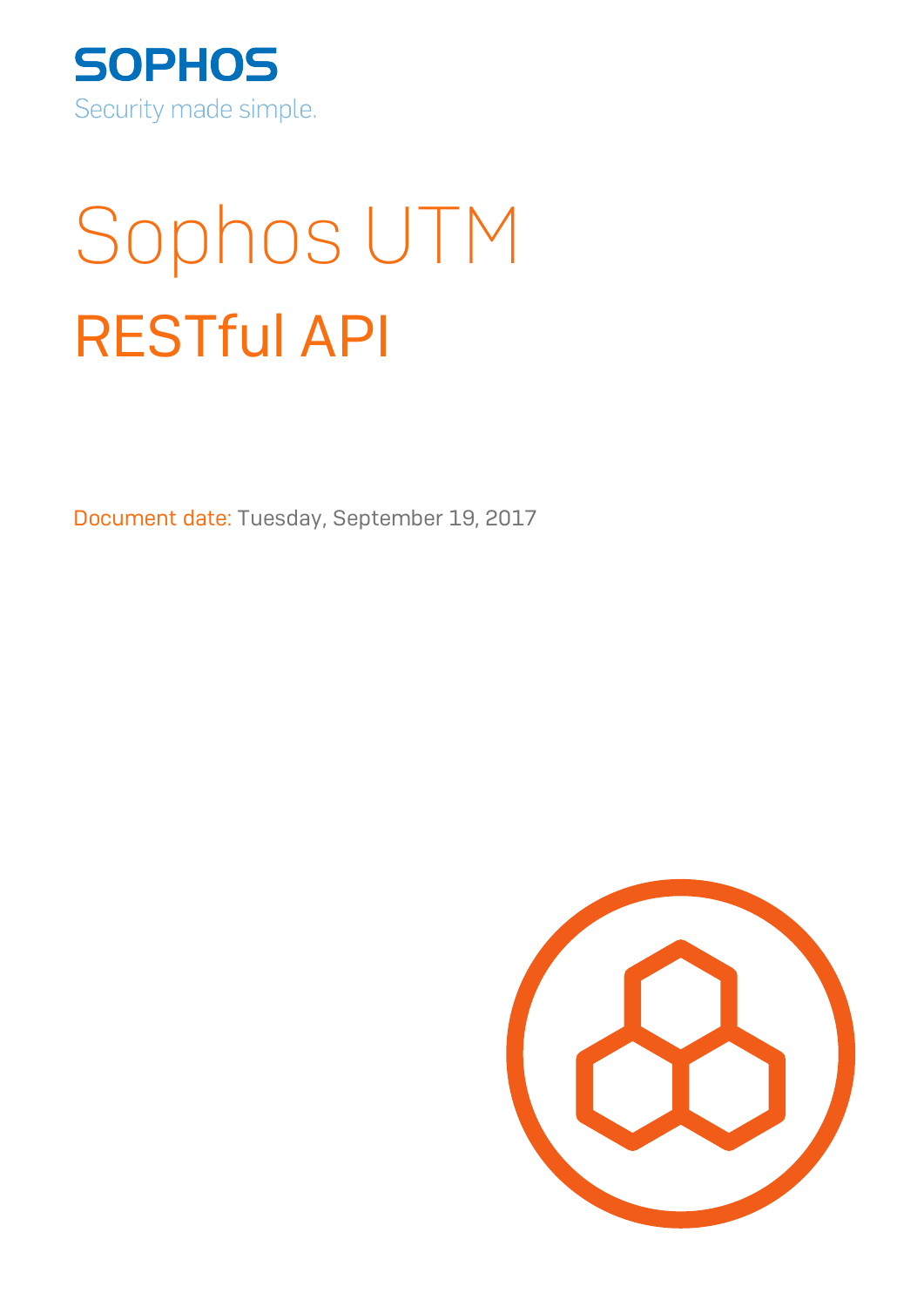SOPHOS

Security made simple.

# Sophos UTM

## RESTful API

Document date: Tuesday, September 19, 2017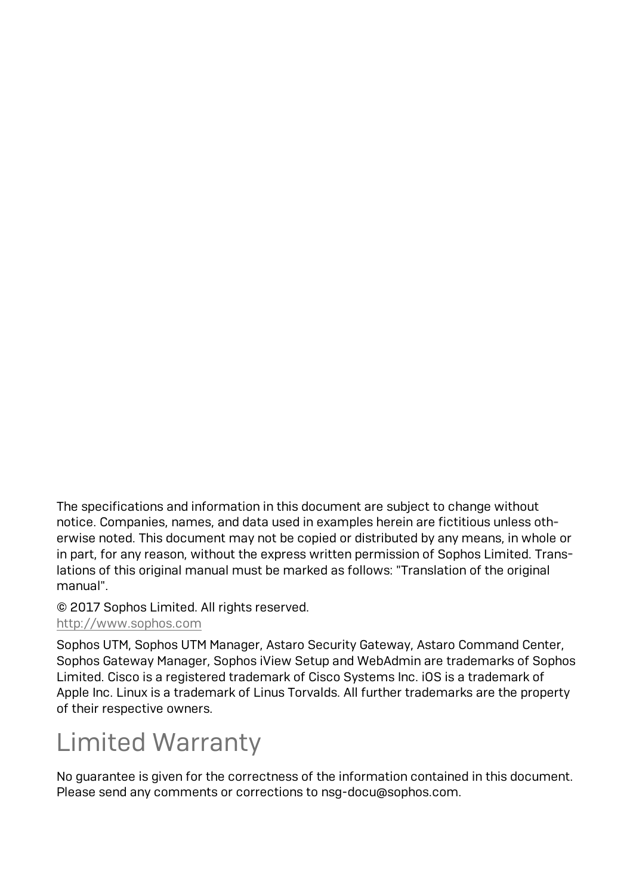The specifications and information in this document are subject to change without notice. Companies, names, and data used in examples herein are fictitious unless otherwise noted. This document may not be copied or distributed by any means, in whole or in part, for any reason, without the express written permission of Sophos Limited. Translations of this original manual must be marked as follows: "Translation of the original manual".

© 2017 Sophos Limited. All rights reserved.
http://www.sophos.com

Sophos UTM, Sophos UTM Manager, Astaro Security Gateway, Astaro Command Center, Sophos Gateway Manager, Sophos iView Setup and WebAdmin are trademarks of Sophos Limited. Cisco is a registered trademark of Cisco Systems Inc. iOS is a trademark of Apple Inc. Linux is a trademark of Linus Torvalds. All further trademarks are the property of their respective owners.

# Limited Warranty

No guarantee is given for the correctness of the information contained in this document. Please send any comments or corrections to nsg-docu@sophos.com.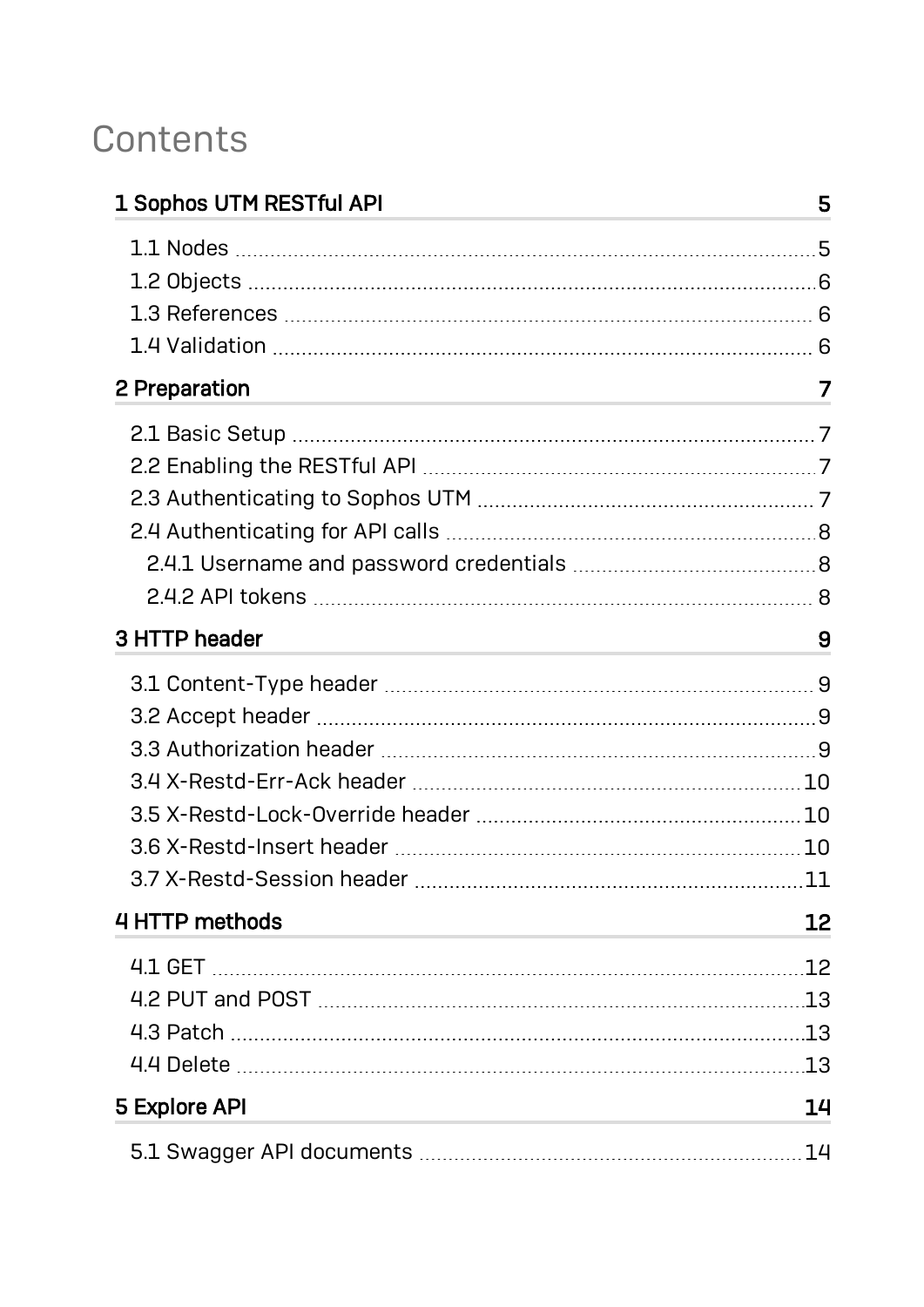# Contents

**1 Sophos UTM RESTful API** 5

- 1.1 Nodes 5
- 1.2 Objects 6
- 1.3 References 6
- 1.4 Validation 6

**2 Preparation** 7

- 2.1 Basic Setup 7
- 2.2 Enabling the RESTful API 7
- 2.3 Authenticating to Sophos UTM 7
- 2.4 Authenticating for API calls 8
  - 2.4.1 Username and password credentials 8
  - 2.4.2 API tokens 8

**3 HTTP header** 9

- 3.1 Content-Type header 9
- 3.2 Accept header 9
- 3.3 Authorization header 9
- 3.4 X-Restd-Err-Ack header 10
- 3.5 X-Restd-Lock-Override header 10
- 3.6 X-Restd-Insert header 10
- 3.7 X-Restd-Session header 11

**4 HTTP methods** 12

- 4.1 GET 12
- 4.2 PUT and POST 13
- 4.3 Patch 13
- 4.4 Delete 13

**5 Explore API** 14

- 5.1 Swagger API documents 14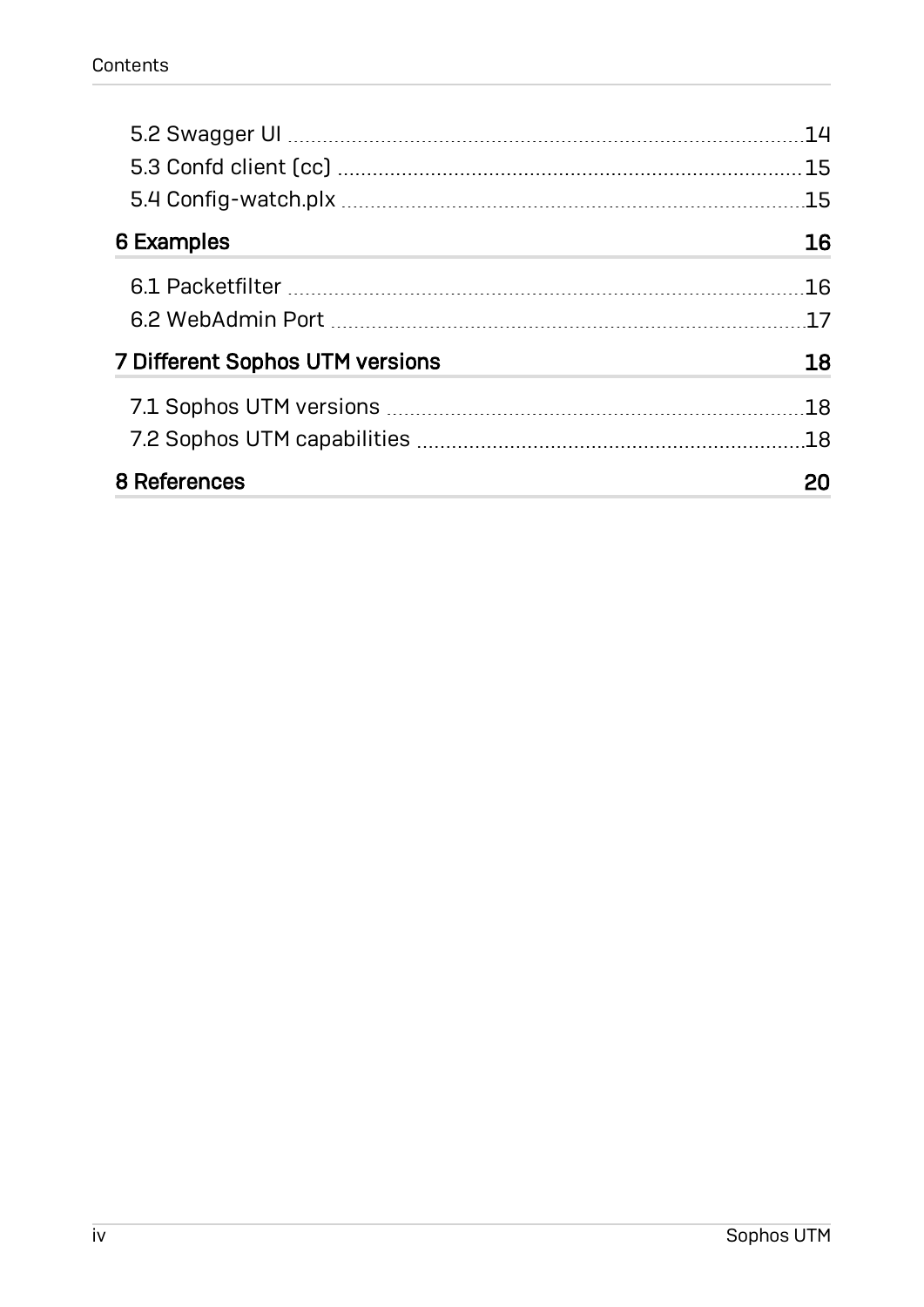5.2 Swagger UI ... 14
5.3 Confd client (cc) ... 15
5.4 Config-watch.plx ... 15

**6 Examples** ... **16**

6.1 Packetfilter ... 16
6.2 WebAdmin Port ... 17

**7 Different Sophos UTM versions** ... **18**

7.1 Sophos UTM versions ... 18
7.2 Sophos UTM capabilities ... 18

**8 References** ... **20**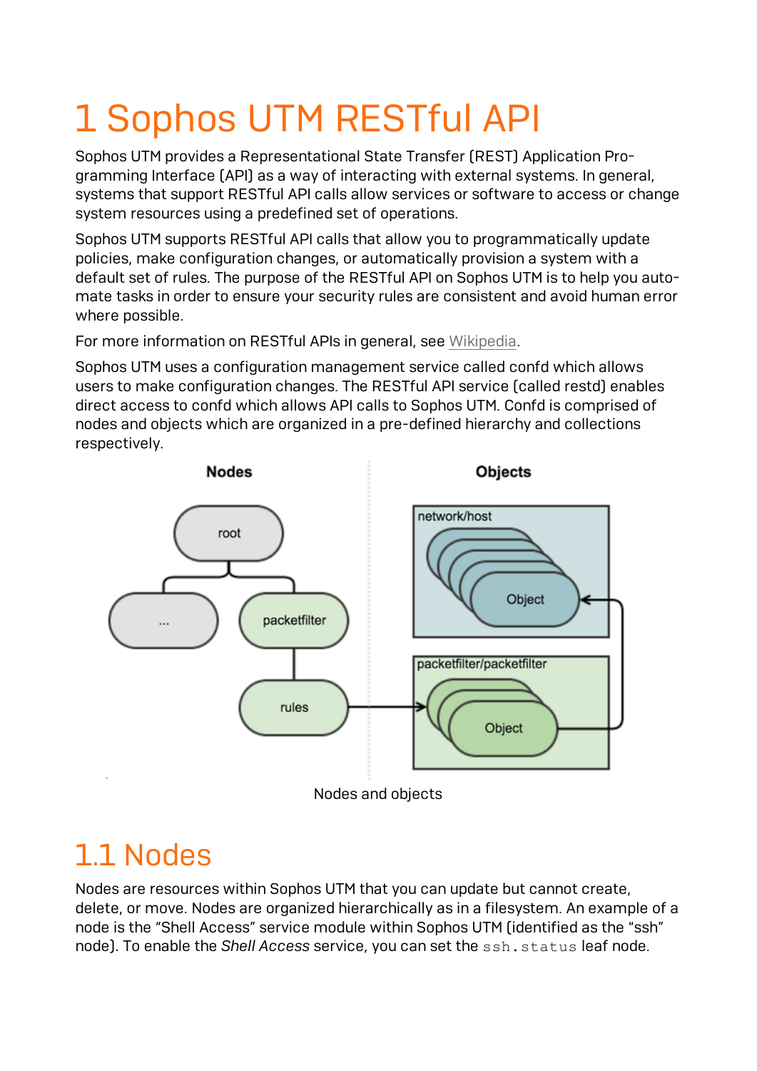# 1 Sophos UTM RESTful API

Sophos UTM provides a Representational State Transfer (REST) Application Programming Interface (API) as a way of interacting with external systems. In general, systems that support RESTful API calls allow services or software to access or change system resources using a predefined set of operations.

Sophos UTM supports RESTful API calls that allow you to programmatically update policies, make configuration changes, or automatically provision a system with a default set of rules. The purpose of the RESTful API on Sophos UTM is to help you automate tasks in order to ensure your security rules are consistent and avoid human error where possible.

For more information on RESTful APIs in general, see Wikipedia.

Sophos UTM uses a configuration management service called confd which allows users to make configuration changes. The RESTful API service (called restd) enables direct access to confd which allows API calls to Sophos UTM. Confd is comprised of nodes and objects which are organized in a pre-defined hierarchy and collections respectively.

Nodes and objects

## 1.1 Nodes

Nodes are resources within Sophos UTM that you can update but cannot create, delete, or move. Nodes are organized hierarchically as in a filesystem. An example of a node is the "Shell Access" service module within Sophos UTM (identified as the "ssh" node). To enable the *Shell Access* service, you can set the `ssh.status` leaf node.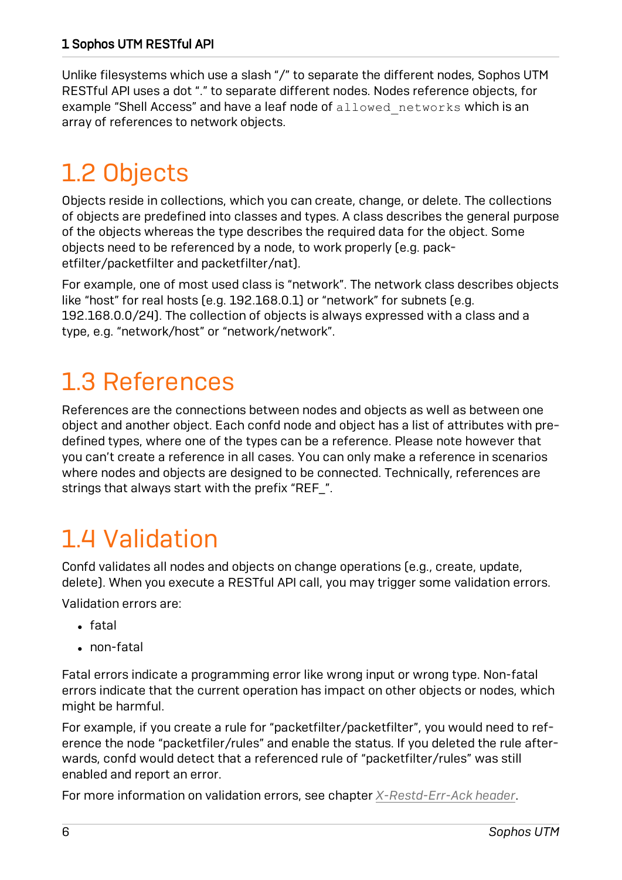Unlike filesystems which use a slash "/" to separate the different nodes, Sophos UTM RESTful API uses a dot "." to separate different nodes. Nodes reference objects, for example "Shell Access" and have a leaf node of `allowed_networks` which is an array of references to network objects.

## 1.2 Objects

Objects reside in collections, which you can create, change, or delete. The collections of objects are predefined into classes and types. A class describes the general purpose of the objects whereas the type describes the required data for the object. Some objects need to be referenced by a node, to work properly (e.g. packetfilter/packetfilter and packetfilter/nat).

For example, one of most used class is "network". The network class describes objects like "host" for real hosts (e.g. 192.168.0.1) or "network" for subnets (e.g. 192.168.0.0/24). The collection of objects is always expressed with a class and a type, e.g. "network/host" or "network/network".

## 1.3 References

References are the connections between nodes and objects as well as between one object and another object. Each confd node and object has a list of attributes with predefined types, where one of the types can be a reference. Please note however that you can't create a reference in all cases. You can only make a reference in scenarios where nodes and objects are designed to be connected. Technically, references are strings that always start with the prefix "REF_".

## 1.4 Validation

Confd validates all nodes and objects on change operations (e.g., create, update, delete). When you execute a RESTful API call, you may trigger some validation errors.

Validation errors are:

- fatal
- non-fatal

Fatal errors indicate a programming error like wrong input or wrong type. Non-fatal errors indicate that the current operation has impact on other objects or nodes, which might be harmful.

For example, if you create a rule for "packetfilter/packetfilter", you would need to reference the node "packetfiler/rules" and enable the status. If you deleted the rule afterwards, confd would detect that a referenced rule of "packetfilter/rules" was still enabled and report an error.

For more information on validation errors, see chapter *X-Restd-Err-Ack header*.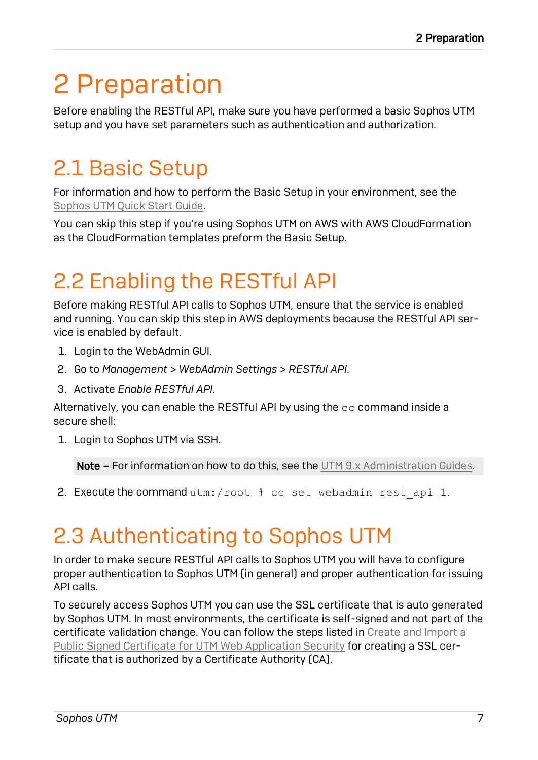# 2 Preparation

Before enabling the RESTful API, make sure you have performed a basic Sophos UTM setup and you have set parameters such as authentication and authorization.

## 2.1 Basic Setup

For information and how to perform the Basic Setup in your environment, see the Sophos UTM Quick Start Guide.

You can skip this step if you're using Sophos UTM on AWS with AWS CloudFormation as the CloudFormation templates preform the Basic Setup.

## 2.2 Enabling the RESTful API

Before making RESTful API calls to Sophos UTM, ensure that the service is enabled and running. You can skip this step in AWS deployments because the RESTful API service is enabled by default.

1. Login to the WebAdmin GUI.
2. Go to *Management* > *WebAdmin Settings* > *RESTful API*.
3. Activate *Enable RESTful API*.

Alternatively, you can enable the RESTful API by using the `cc` command inside a secure shell:

1. Login to Sophos UTM via SSH.

   **Note –** For information on how to do this, see the UTM 9.x Administration Guides.

2. Execute the command `utm:/root # cc set webadmin rest_api 1`.

## 2.3 Authenticating to Sophos UTM

In order to make secure RESTful API calls to Sophos UTM you will have to configure proper authentication to Sophos UTM (in general) and proper authentication for issuing API calls.

To securely access Sophos UTM you can use the SSL certificate that is auto generated by Sophos UTM. In most environments, the certificate is self-signed and not part of the certificate validation change. You can follow the steps listed in Create and Import a Public Signed Certificate for UTM Web Application Security for creating a SSL certificate that is authorized by a Certificate Authority (CA).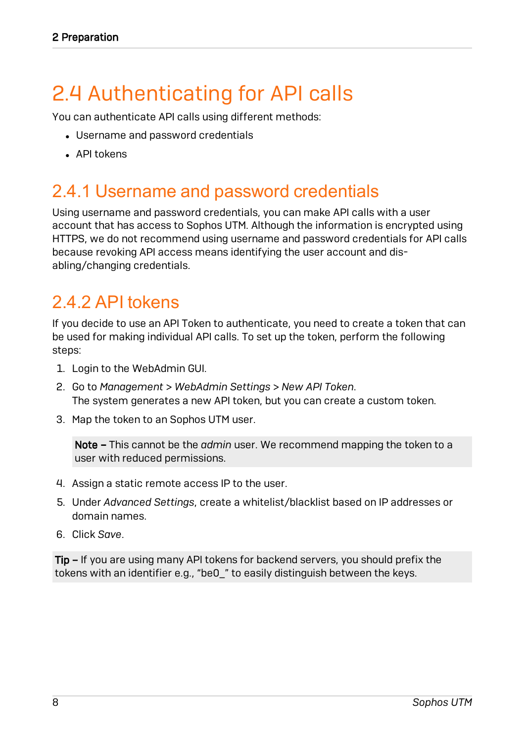# 2.4 Authenticating for API calls

You can authenticate API calls using different methods:

- Username and password credentials
- API tokens

## 2.4.1 Username and password credentials

Using username and password credentials, you can make API calls with a user account that has access to Sophos UTM. Although the information is encrypted using HTTPS, we do not recommend using username and password credentials for API calls because revoking API access means identifying the user account and disabling/changing credentials.

## 2.4.2 API tokens

If you decide to use an API Token to authenticate, you need to create a token that can be used for making individual API calls. To set up the token, perform the following steps:

1. Login to the WebAdmin GUI.
2. Go to *Management* > *WebAdmin Settings* > *New API Token*.
   The system generates a new API token, but you can create a custom token.
3. Map the token to an Sophos UTM user.

   > **Note –** This cannot be the *admin* user. We recommend mapping the token to a user with reduced permissions.

4. Assign a static remote access IP to the user.
5. Under *Advanced Settings*, create a whitelist/blacklist based on IP addresses or domain names.
6. Click *Save*.

> **Tip –** If you are using many API tokens for backend servers, you should prefix the tokens with an identifier e.g., “be0_” to easily distinguish between the keys.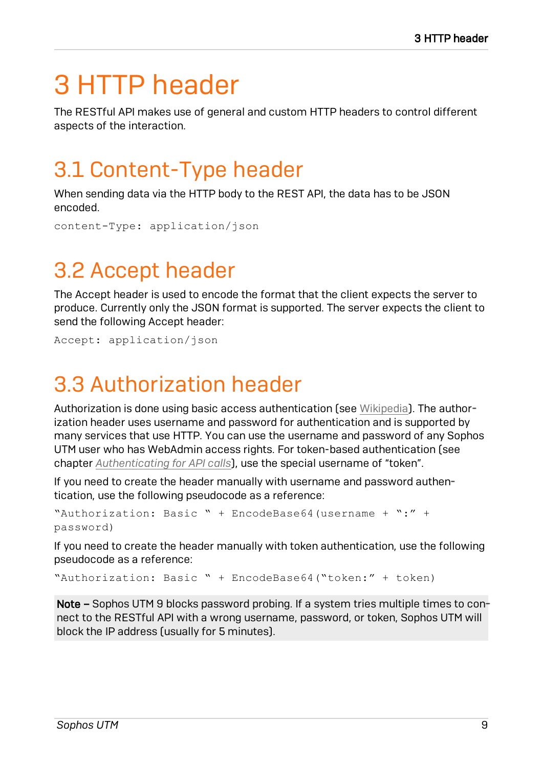# 3 HTTP header

The RESTful API makes use of general and custom HTTP headers to control different aspects of the interaction.

## 3.1 Content-Type header

When sending data via the HTTP body to the REST API, the data has to be JSON encoded.

```
content-Type: application/json
```

## 3.2 Accept header

The Accept header is used to encode the format that the client expects the server to produce. Currently only the JSON format is supported. The server expects the client to send the following Accept header:

```
Accept: application/json
```

## 3.3 Authorization header

Authorization is done using basic access authentication (see Wikipedia). The authorization header uses username and password for authentication and is supported by many services that use HTTP. You can use the username and password of any Sophos UTM user who has WebAdmin access rights. For token-based authentication (see chapter *Authenticating for API calls*), use the special username of "token".

If you need to create the header manually with username and password authentication, use the following pseudocode as a reference:

```
"Authorization: Basic " + EncodeBase64(username + ":" + password)
```

If you need to create the header manually with token authentication, use the following pseudocode as a reference:

```
"Authorization: Basic " + EncodeBase64("token:" + token)
```

**Note –** Sophos UTM 9 blocks password probing. If a system tries multiple times to connect to the RESTful API with a wrong username, password, or token, Sophos UTM will block the IP address (usually for 5 minutes).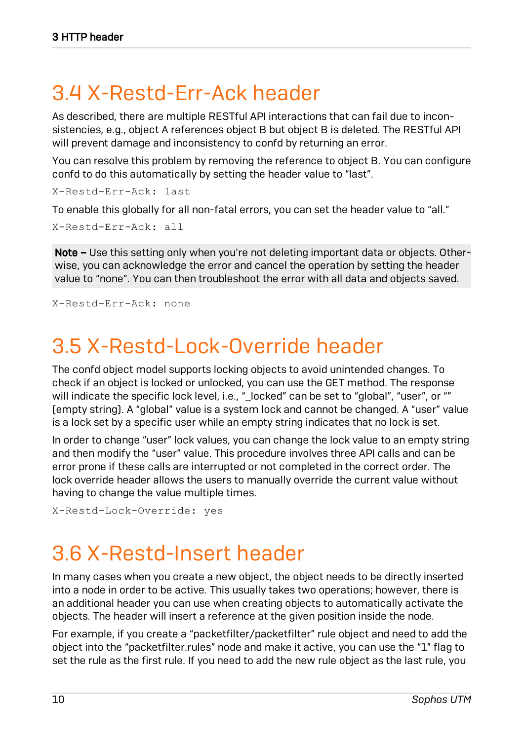## 3.4 X-Restd-Err-Ack header

As described, there are multiple RESTful API interactions that can fail due to inconsistencies, e.g., object A references object B but object B is deleted. The RESTful API will prevent damage and inconsistency to confd by returning an error.

You can resolve this problem by removing the reference to object B. You can configure confd to do this automatically by setting the header value to “last”.

```
X-Restd-Err-Ack: last
```

To enable this globally for all non-fatal errors, you can set the header value to “all.”

```
X-Restd-Err-Ack: all
```

> **Note –** Use this setting only when you’re not deleting important data or objects. Otherwise, you can acknowledge the error and cancel the operation by setting the header value to “none”. You can then troubleshoot the error with all data and objects saved.

```
X-Restd-Err-Ack: none
```

## 3.5 X-Restd-Lock-Override header

The confd object model supports locking objects to avoid unintended changes. To check if an object is locked or unlocked, you can use the GET method. The response will indicate the specific lock level, i.e., “_locked” can be set to “global”, “user”, or “” (empty string). A “global” value is a system lock and cannot be changed. A “user” value is a lock set by a specific user while an empty string indicates that no lock is set.

In order to change “user” lock values, you can change the lock value to an empty string and then modify the “user” value. This procedure involves three API calls and can be error prone if these calls are interrupted or not completed in the correct order. The lock override header allows the users to manually override the current value without having to change the value multiple times.

```
X-Restd-Lock-Override: yes
```

## 3.6 X-Restd-Insert header

In many cases when you create a new object, the object needs to be directly inserted into a node in order to be active. This usually takes two operations; however, there is an additional header you can use when creating objects to automatically activate the objects. The header will insert a reference at the given position inside the node.

For example, if you create a “packetfilter/packetfilter” rule object and need to add the object into the “packetfilter.rules” node and make it active, you can use the “1” flag to set the rule as the first rule. If you need to add the new rule object as the last rule, you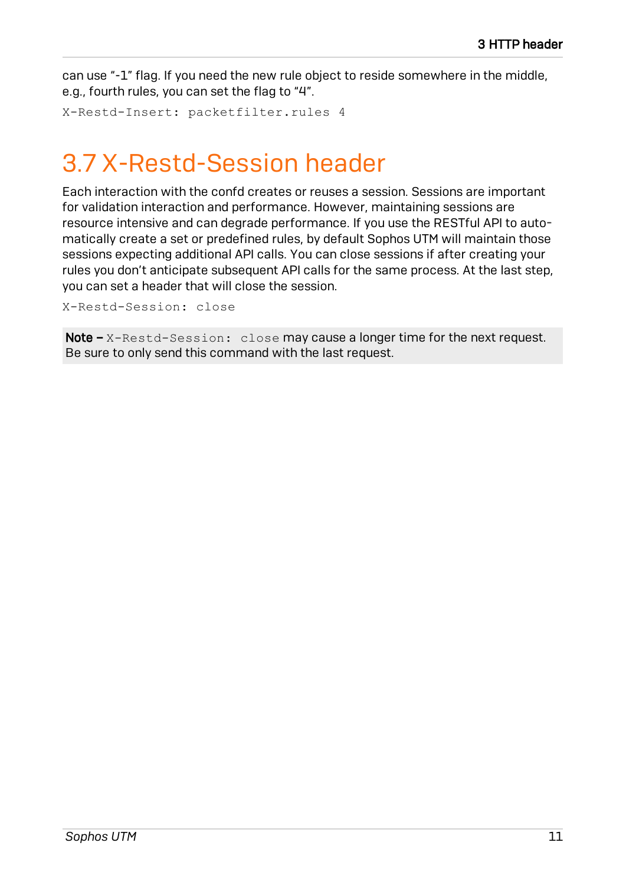can use "-1" flag. If you need the new rule object to reside somewhere in the middle, e.g., fourth rules, you can set the flag to "4".

```
X-Restd-Insert: packetfilter.rules 4
```

## 3.7 X-Restd-Session header

Each interaction with the confd creates or reuses a session. Sessions are important for validation interaction and performance. However, maintaining sessions are resource intensive and can degrade performance. If you use the RESTful API to automatically create a set or predefined rules, by default Sophos UTM will maintain those sessions expecting additional API calls. You can close sessions if after creating your rules you don't anticipate subsequent API calls for the same process. At the last step, you can set a header that will close the session.

```
X-Restd-Session: close
```

**Note –** `X-Restd-Session: close` may cause a longer time for the next request. Be sure to only send this command with the last request.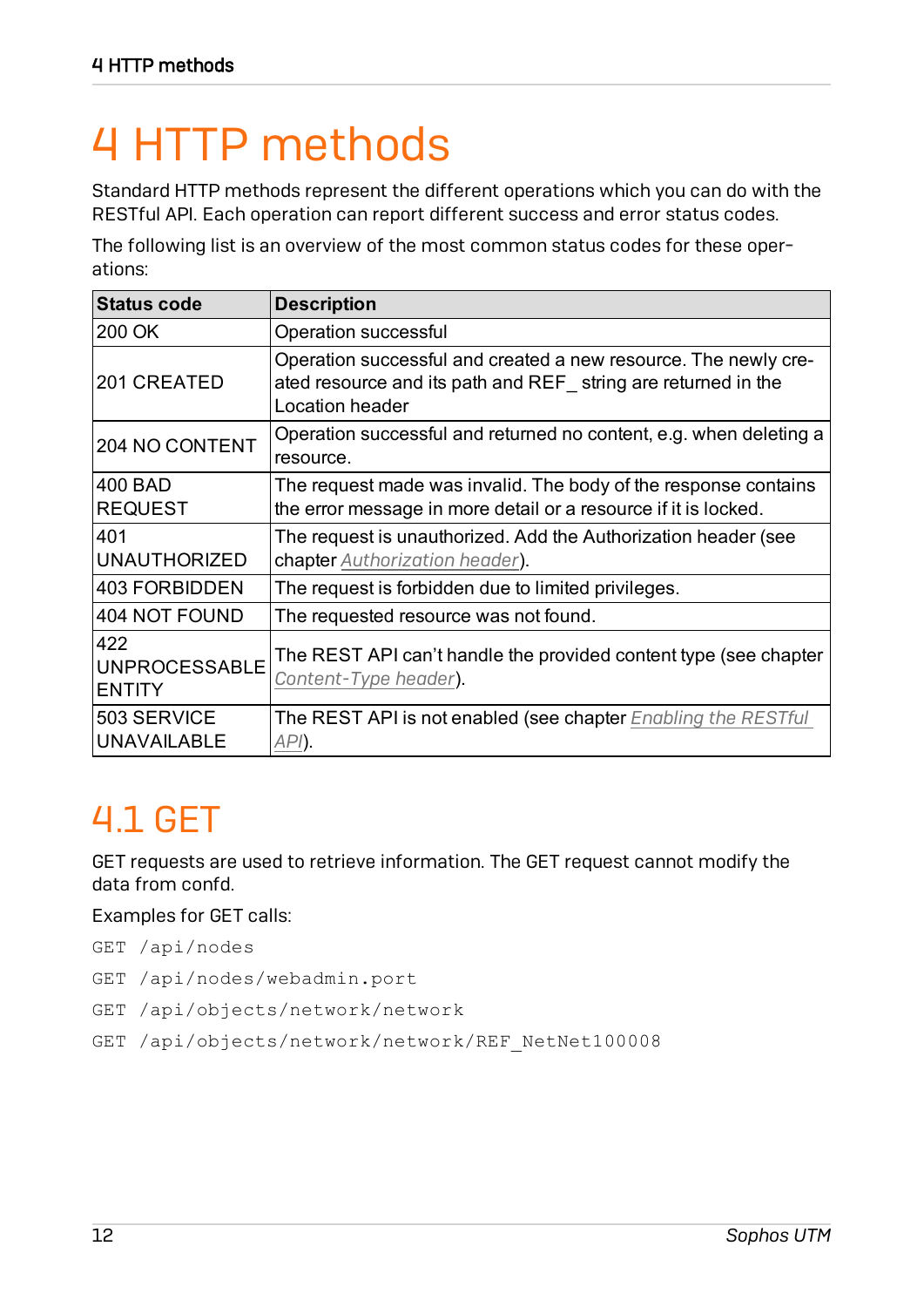# 4 HTTP methods

Standard HTTP methods represent the different operations which you can do with the RESTful API. Each operation can report different success and error status codes.

The following list is an overview of the most common status codes for these operations:

| Status code | Description |
|---|---|
| 200 OK | Operation successful |
| 201 CREATED | Operation successful and created a new resource. The newly created resource and its path and REF_ string are returned in the Location header |
| 204 NO CONTENT | Operation successful and returned no content, e.g. when deleting a resource. |
| 400 BAD REQUEST | The request made was invalid. The body of the response contains the error message in more detail or a resource if it is locked. |
| 401 UNAUTHORIZED | The request is unauthorized. Add the Authorization header (see chapter *Authorization header*). |
| 403 FORBIDDEN | The request is forbidden due to limited privileges. |
| 404 NOT FOUND | The requested resource was not found. |
| 422 UNPROCESSABLE ENTITY | The REST API can't handle the provided content type (see chapter *Content-Type header*). |
| 503 SERVICE UNAVAILABLE | The REST API is not enabled (see chapter *Enabling the RESTful API*). |

## 4.1 GET

GET requests are used to retrieve information. The GET request cannot modify the data from confd.

Examples for GET calls:

```
GET /api/nodes
GET /api/nodes/webadmin.port
GET /api/objects/network/network
GET /api/objects/network/network/REF_NetNet100008
```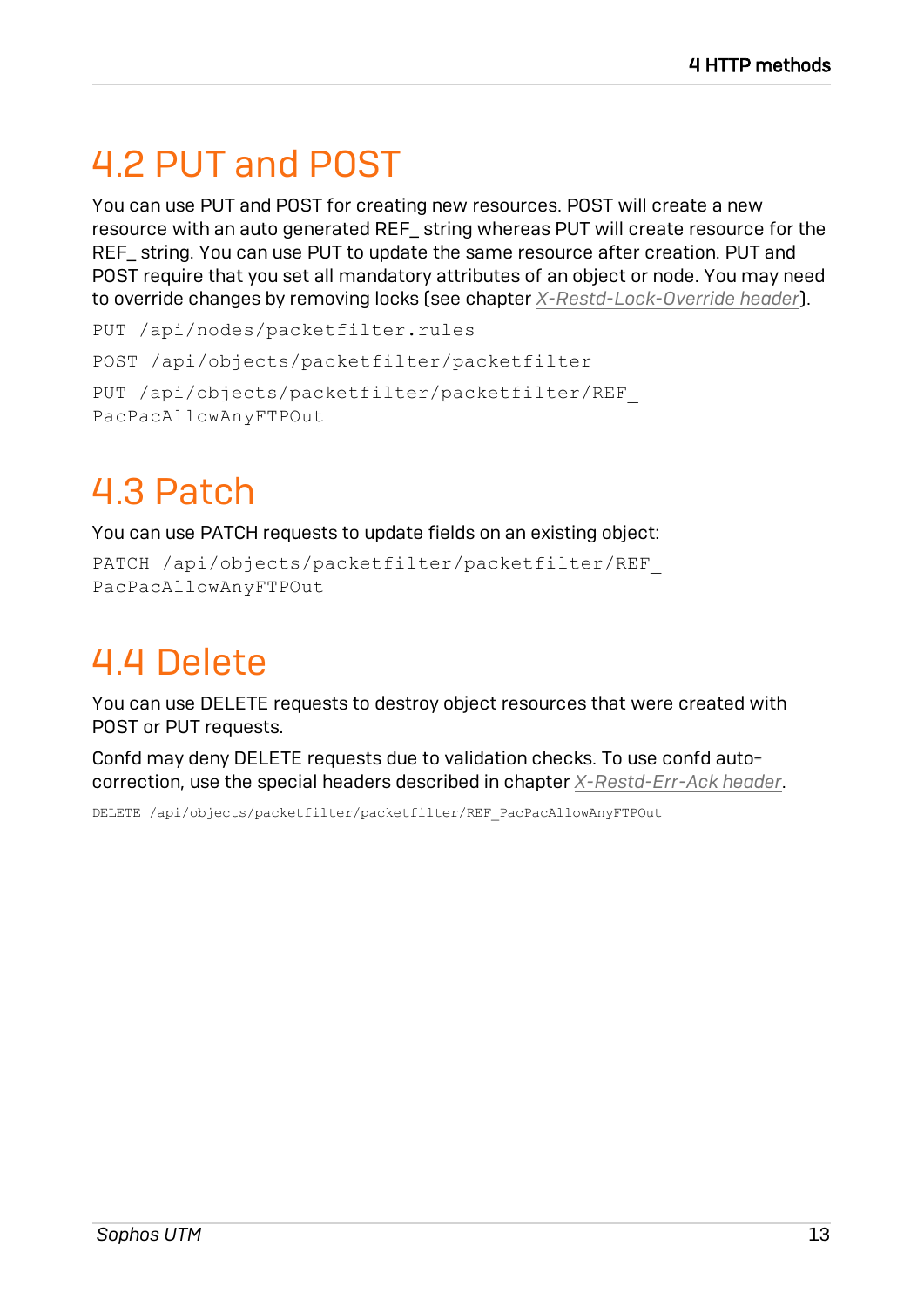## 4.2 PUT and POST

You can use PUT and POST for creating new resources. POST will create a new resource with an auto generated REF_ string whereas PUT will create resource for the REF_ string. You can use PUT to update the same resource after creation. PUT and POST require that you set all mandatory attributes of an object or node. You may need to override changes by removing locks (see chapter *X-Restd-Lock-Override header*).

```
PUT /api/nodes/packetfilter.rules
```

```
POST /api/objects/packetfilter/packetfilter
```

```
PUT /api/objects/packetfilter/packetfilter/REF_
PacPacAllowAnyFTPOut
```

## 4.3 Patch

You can use PATCH requests to update fields on an existing object:

```
PATCH /api/objects/packetfilter/packetfilter/REF_
PacPacAllowAnyFTPOut
```

## 4.4 Delete

You can use DELETE requests to destroy object resources that were created with POST or PUT requests.

Confd may deny DELETE requests due to validation checks. To use confd auto-correction, use the special headers described in chapter *X-Restd-Err-Ack header*.

```
DELETE /api/objects/packetfilter/packetfilter/REF_PacPacAllowAnyFTPOut
```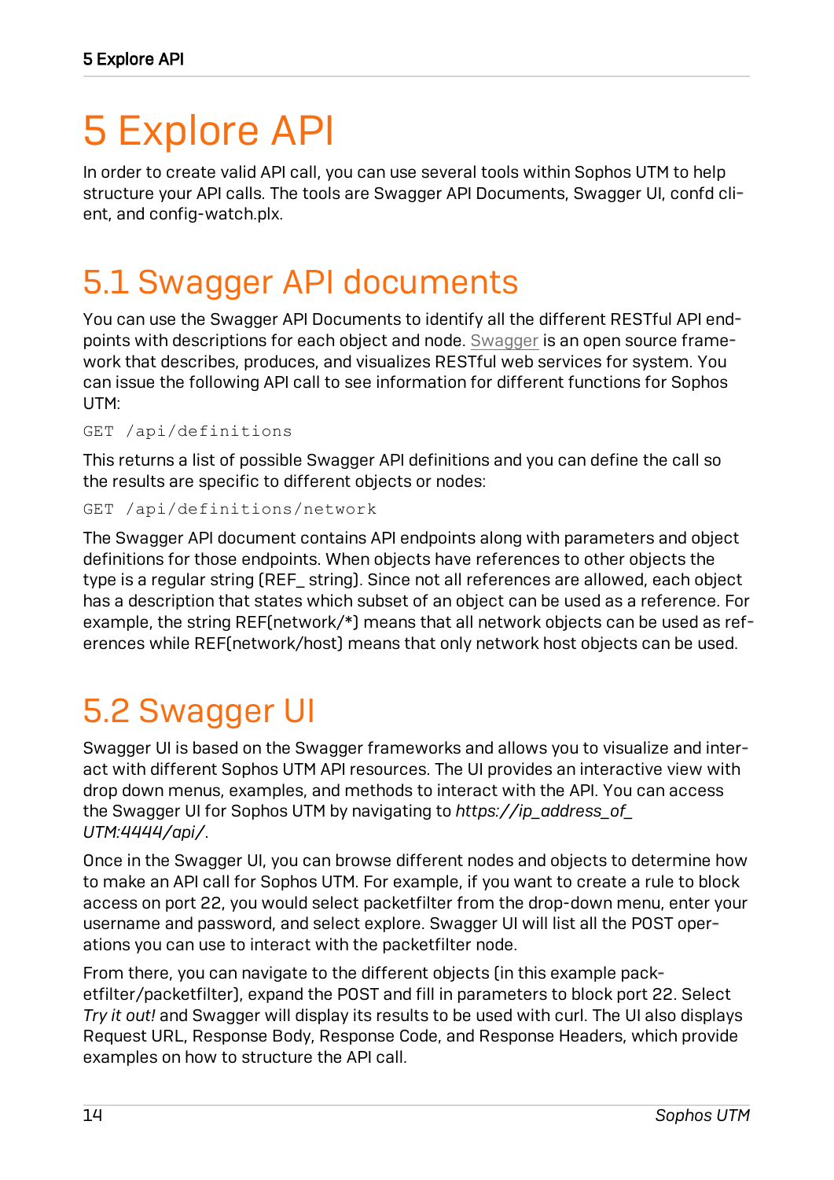# 5 Explore API

In order to create valid API call, you can use several tools within Sophos UTM to help structure your API calls. The tools are Swagger API Documents, Swagger UI, confd client, and config-watch.plx.

## 5.1 Swagger API documents

You can use the Swagger API Documents to identify all the different RESTful API endpoints with descriptions for each object and node. Swagger is an open source framework that describes, produces, and visualizes RESTful web services for system. You can issue the following API call to see information for different functions for Sophos UTM:

```
GET /api/definitions
```

This returns a list of possible Swagger API definitions and you can define the call so the results are specific to different objects or nodes:

```
GET /api/definitions/network
```

The Swagger API document contains API endpoints along with parameters and object definitions for those endpoints. When objects have references to other objects the type is a regular string (REF_ string). Since not all references are allowed, each object has a description that states which subset of an object can be used as a reference. For example, the string REF(network/*) means that all network objects can be used as references while REF(network/host) means that only network host objects can be used.

## 5.2 Swagger UI

Swagger UI is based on the Swagger frameworks and allows you to visualize and interact with different Sophos UTM API resources. The UI provides an interactive view with drop down menus, examples, and methods to interact with the API. You can access the Swagger UI for Sophos UTM by navigating to *https://ip_address_of_UTM:4444/api/*.

Once in the Swagger UI, you can browse different nodes and objects to determine how to make an API call for Sophos UTM. For example, if you want to create a rule to block access on port 22, you would select packetfilter from the drop-down menu, enter your username and password, and select explore. Swagger UI will list all the POST operations you can use to interact with the packetfilter node.

From there, you can navigate to the different objects (in this example packetfilter/packetfilter), expand the POST and fill in parameters to block port 22. Select *Try it out!* and Swagger will display its results to be used with curl. The UI also displays Request URL, Response Body, Response Code, and Response Headers, which provide examples on how to structure the API call.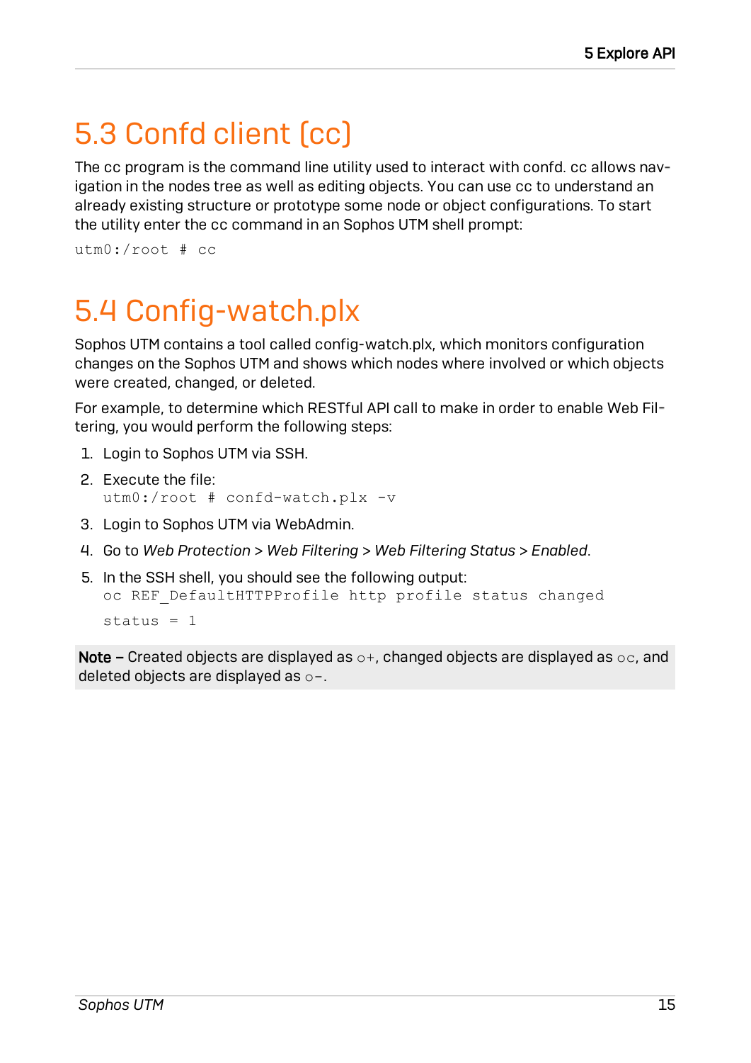## 5.3 Confd client (cc)

The cc program is the command line utility used to interact with confd. cc allows navigation in the nodes tree as well as editing objects. You can use cc to understand an already existing structure or prototype some node or object configurations. To start the utility enter the cc command in an Sophos UTM shell prompt:

```
utm0:/root # cc
```

## 5.4 Config-watch.plx

Sophos UTM contains a tool called config-watch.plx, which monitors configuration changes on the Sophos UTM and shows which nodes where involved or which objects were created, changed, or deleted.

For example, to determine which RESTful API call to make in order to enable Web Filtering, you would perform the following steps:

1. Login to Sophos UTM via SSH.
2. Execute the file:
   ```
   utm0:/root # confd-watch.plx -v
   ```
3. Login to Sophos UTM via WebAdmin.
4. Go to *Web Protection* > *Web Filtering* > *Web Filtering Status* > *Enabled*.
5. In the SSH shell, you should see the following output:
   ```
   oc REF_DefaultHTTPProfile http profile status changed
   
   status = 1
   ```

**Note –** Created objects are displayed as `o+`, changed objects are displayed as `oc`, and deleted objects are displayed as `o-`.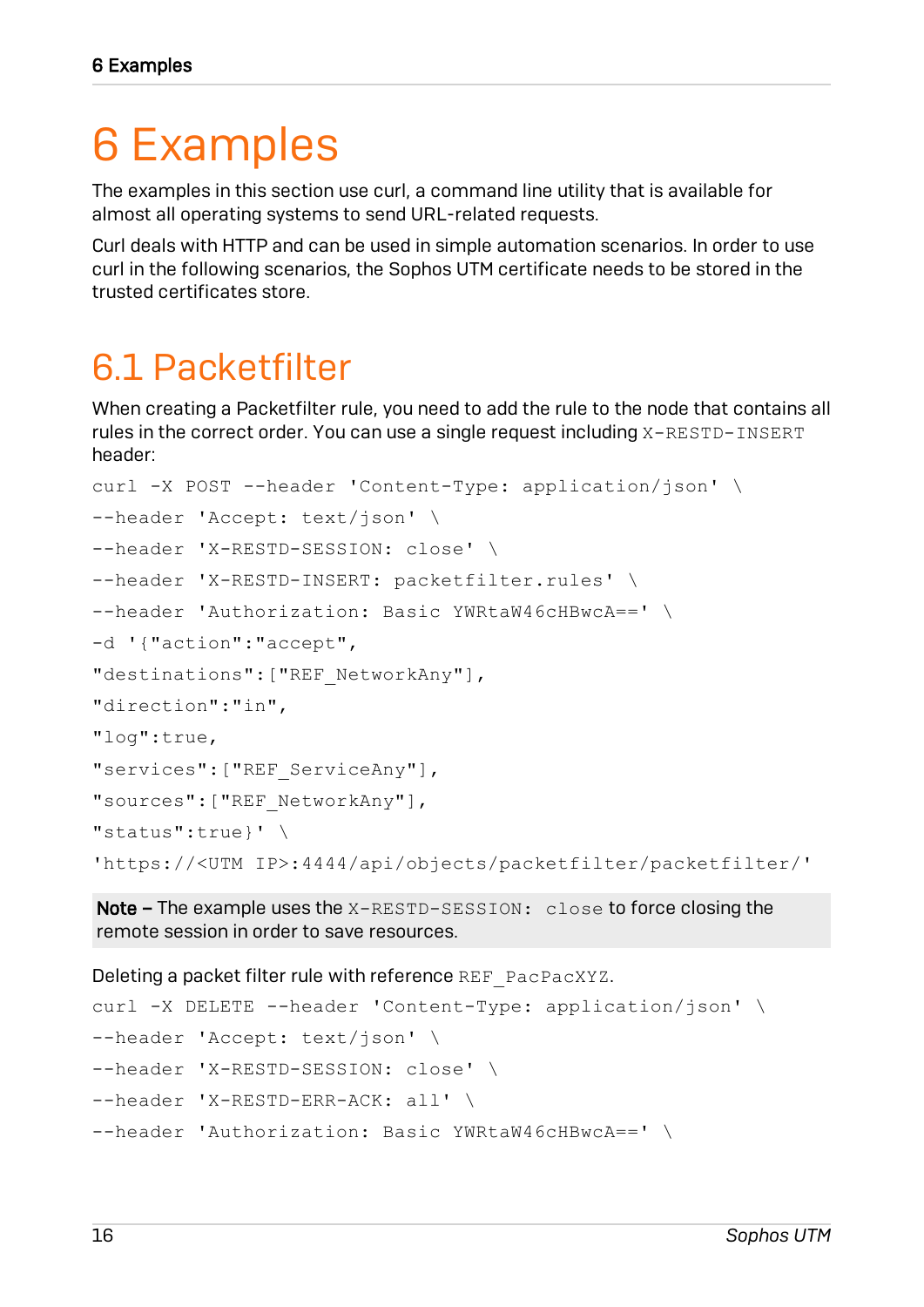# 6 Examples

The examples in this section use curl, a command line utility that is available for almost all operating systems to send URL-related requests.

Curl deals with HTTP and can be used in simple automation scenarios. In order to use curl in the following scenarios, the Sophos UTM certificate needs to be stored in the trusted certificates store.

## 6.1 Packetfilter

When creating a Packetfilter rule, you need to add the rule to the node that contains all rules in the correct order. You can use a single request including `X-RESTD-INSERT` header:

```
curl -X POST --header 'Content-Type: application/json' \
--header 'Accept: text/json' \
--header 'X-RESTD-SESSION: close' \
--header 'X-RESTD-INSERT: packetfilter.rules' \
--header 'Authorization: Basic YWRtaW46cHBwcA==' \
-d '{"action":"accept",
"destinations":["REF_NetworkAny"],
"direction":"in",
"log":true,
"services":["REF_ServiceAny"],
"sources":["REF_NetworkAny"],
"status":true}' \
'https://<UTM IP>:4444/api/objects/packetfilter/packetfilter/'
```

**Note –** The example uses the `X-RESTD-SESSION: close` to force closing the remote session in order to save resources.

Deleting a packet filter rule with reference `REF_PacPacXYZ`.

```
curl -X DELETE --header 'Content-Type: application/json' \
--header 'Accept: text/json' \
--header 'X-RESTD-SESSION: close' \
--header 'X-RESTD-ERR-ACK: all' \
--header 'Authorization: Basic YWRtaW46cHBwcA==' \
```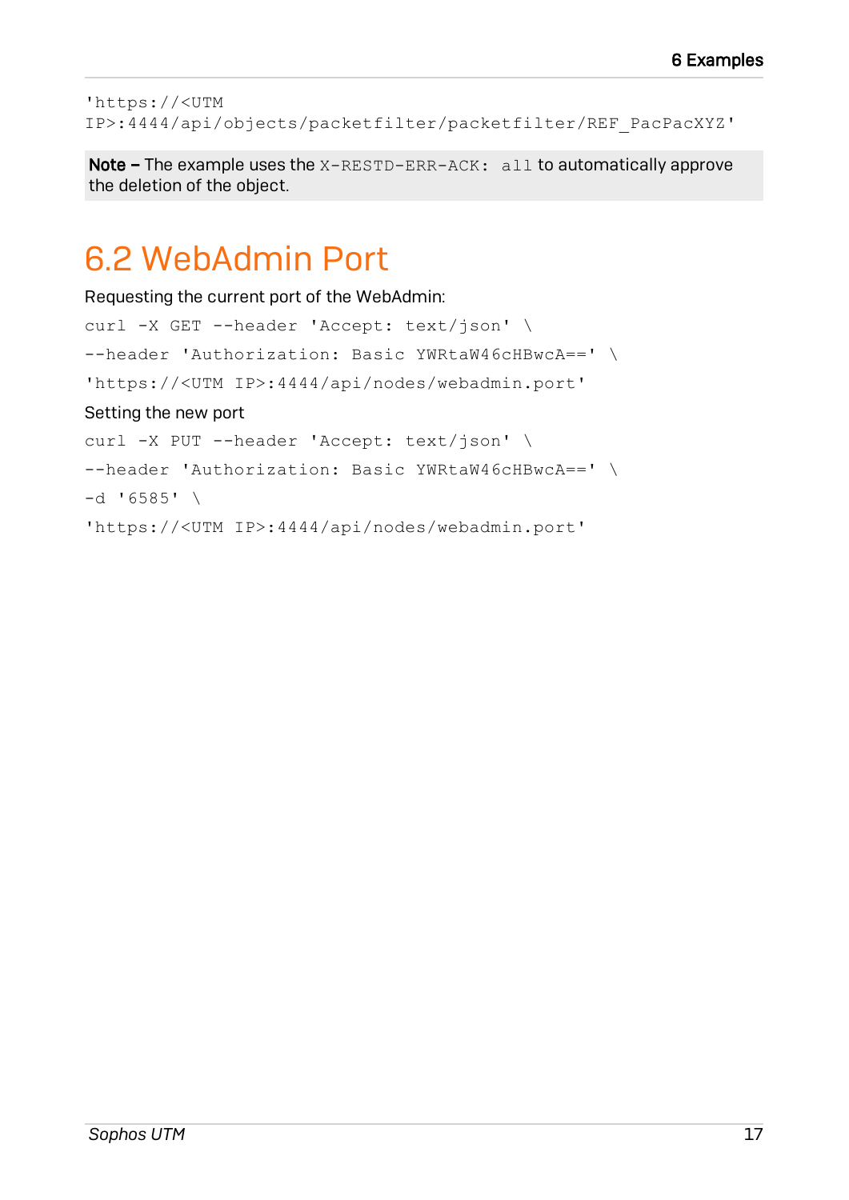```
'https://<UTM
IP>:4444/api/objects/packetfilter/packetfilter/REF_PacPacXYZ'
```

**Note –** The example uses the `X-RESTD-ERR-ACK: all` to automatically approve the deletion of the object.

## 6.2 WebAdmin Port

Requesting the current port of the WebAdmin:

```
curl -X GET --header 'Accept: text/json' \
--header 'Authorization: Basic YWRtaW46cHBwcA==' \
'https://<UTM IP>:4444/api/nodes/webadmin.port'
```

Setting the new port

```
curl -X PUT --header 'Accept: text/json' \
--header 'Authorization: Basic YWRtaW46cHBwcA==' \
-d '6585' \
'https://<UTM IP>:4444/api/nodes/webadmin.port'
```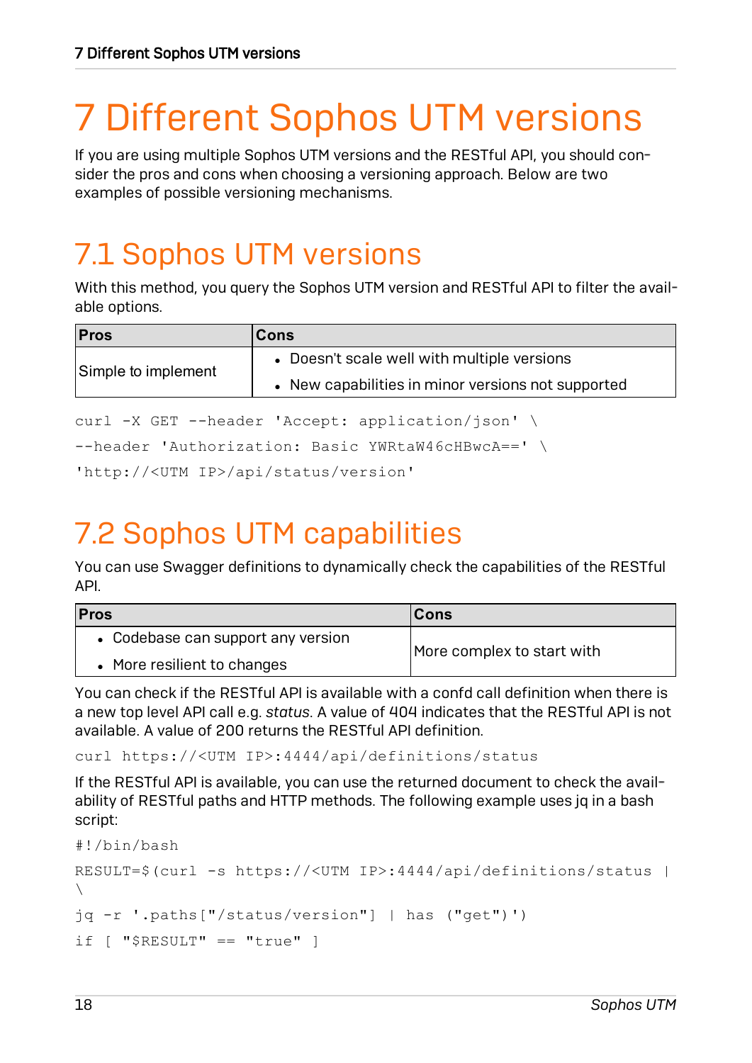# 7 Different Sophos UTM versions

If you are using multiple Sophos UTM versions and the RESTful API, you should consider the pros and cons when choosing a versioning approach. Below are two examples of possible versioning mechanisms.

## 7.1 Sophos UTM versions

With this method, you query the Sophos UTM version and RESTful API to filter the available options.

| Pros | Cons |
|---|---|
| Simple to implement | • Doesn't scale well with multiple versions<br>• New capabilities in minor versions not supported |

```
curl -X GET --header 'Accept: application/json' \
--header 'Authorization: Basic YWRtaW46cHBwcA==' \
'http://<UTM IP>/api/status/version'
```

## 7.2 Sophos UTM capabilities

You can use Swagger definitions to dynamically check the capabilities of the RESTful API.

| Pros | Cons |
|---|---|
| • Codebase can support any version<br>• More resilient to changes | More complex to start with |

You can check if the RESTful API is available with a confd call definition when there is a new top level API call e.g. *status*. A value of 404 indicates that the RESTful API is not available. A value of 200 returns the RESTful API definition.

```
curl https://<UTM IP>:4444/api/definitions/status
```

If the RESTful API is available, you can use the returned document to check the availability of RESTful paths and HTTP methods. The following example uses jq in a bash script:

```
#!/bin/bash
RESULT=$(curl -s https://<UTM IP>:4444/api/definitions/status | \
jq -r '.paths["/status/version"] | has ("get")')
if [ "$RESULT" == "true" ]
```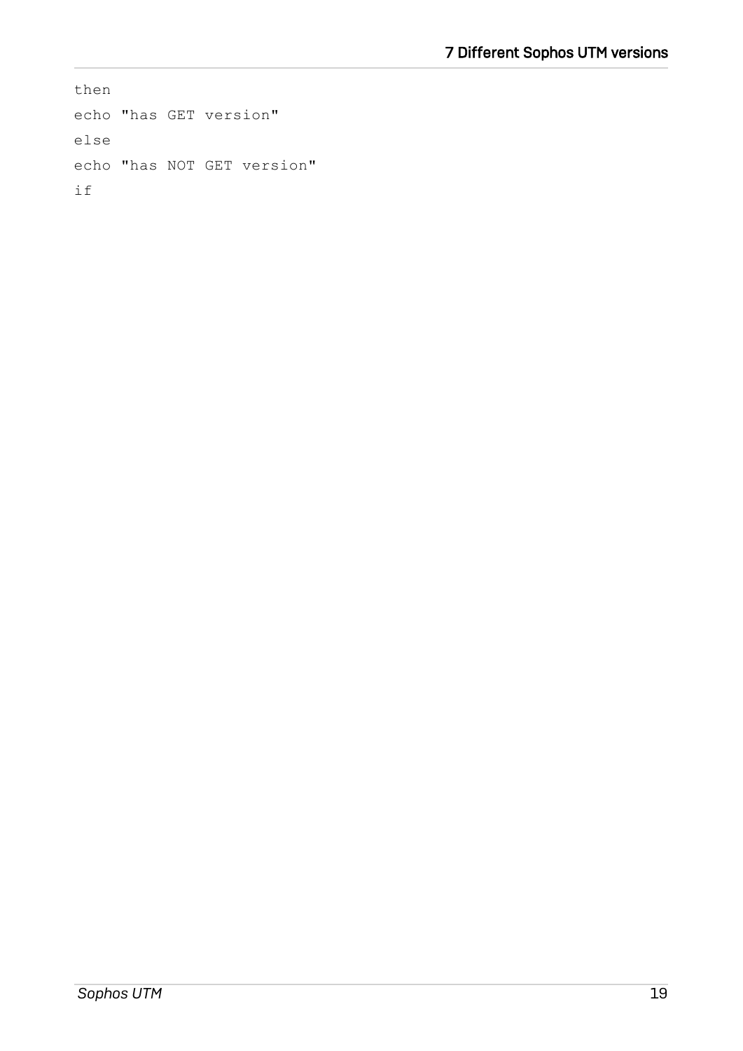```
then
echo "has GET version"
else
echo "has NOT GET version"
if
```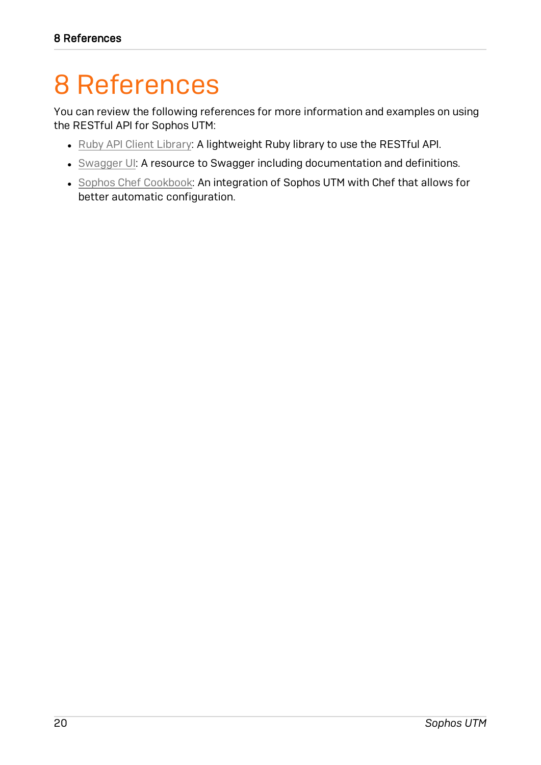# 8 References

You can review the following references for more information and examples on using the RESTful API for Sophos UTM:

- Ruby API Client Library: A lightweight Ruby library to use the RESTful API.
- Swagger UI: A resource to Swagger including documentation and definitions.
- Sophos Chef Cookbook: An integration of Sophos UTM with Chef that allows for better automatic configuration.